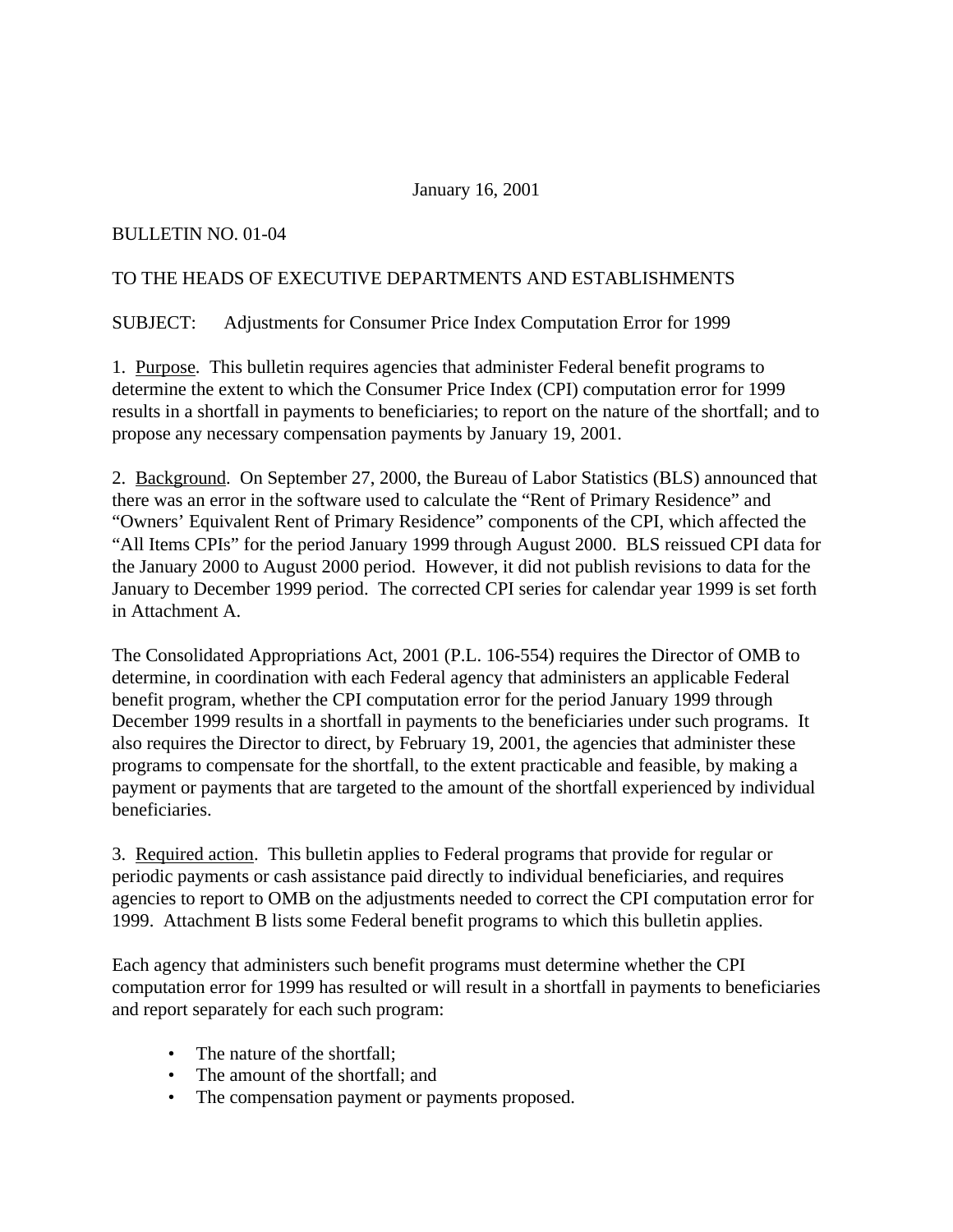January 16, 2001

BULLETIN NO. 01-04

TO THE HEADS OF EXECUTIVE DEPARTMENTS AND ESTABLISHMENTS

SUBJECT: Adjustments for Consumer Price Index Computation Error for 1999

1. Purpose. This bulletin requires agencies that administer Federal benefit programs to determine the extent to which the Consumer Price Index (CPI) computation error for 1999 results in a shortfall in payments to beneficiaries; to report on the nature of the shortfall; and to propose any necessary compensation payments by January 19, 2001.

2. Background. On September 27, 2000, the Bureau of Labor Statistics (BLS) announced that there was an error in the software used to calculate the "Rent of Primary Residence" and "Owners' Equivalent Rent of Primary Residence" components of the CPI, which affected the "All Items CPIs" for the period January 1999 through August 2000. BLS reissued CPI data for the January 2000 to August 2000 period. However, it did not publish revisions to data for the January to December 1999 period. The corrected CPI series for calendar year 1999 is set forth in Attachment A.

The Consolidated Appropriations Act, 2001 (P.L. 106-554) requires the Director of OMB to determine, in coordination with each Federal agency that administers an applicable Federal benefit program, whether the CPI computation error for the period January 1999 through December 1999 results in a shortfall in payments to the beneficiaries under such programs. It also requires the Director to direct, by February 19, 2001, the agencies that administer these programs to compensate for the shortfall, to the extent practicable and feasible, by making a payment or payments that are targeted to the amount of the shortfall experienced by individual beneficiaries.

3. Required action. This bulletin applies to Federal programs that provide for regular or periodic payments or cash assistance paid directly to individual beneficiaries, and requires agencies to report to OMB on the adjustments needed to correct the CPI computation error for 1999. Attachment B lists some Federal benefit programs to which this bulletin applies.

Each agency that administers such benefit programs must determine whether the CPI computation error for 1999 has resulted or will result in a shortfall in payments to beneficiaries and report separately for each such program:

- The nature of the shortfall;
- The amount of the shortfall; and
- The compensation payment or payments proposed.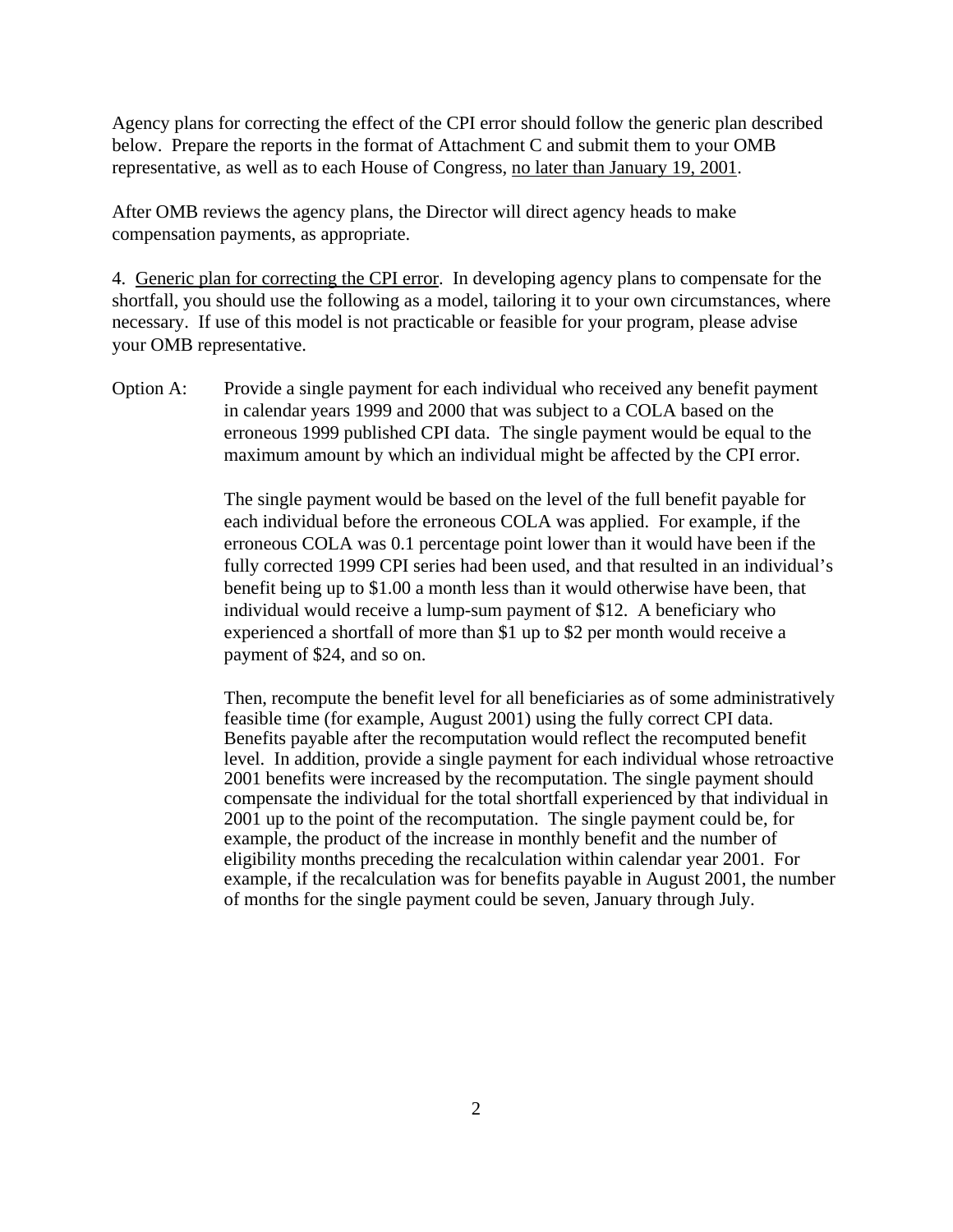Agency plans for correcting the effect of the CPI error should follow the generic plan described below. Prepare the reports in the format of Attachment C and submit them to your OMB representative, as well as to each House of Congress, no later than January 19, 2001.

After OMB reviews the agency plans, the Director will direct agency heads to make compensation payments, as appropriate.

4. Generic plan for correcting the CPI error. In developing agency plans to compensate for the shortfall, you should use the following as a model, tailoring it to your own circumstances, where necessary. If use of this model is not practicable or feasible for your program, please advise your OMB representative.

Option A: Provide a single payment for each individual who received any benefit payment in calendar years 1999 and 2000 that was subject to a COLA based on the erroneous 1999 published CPI data. The single payment would be equal to the maximum amount by which an individual might be affected by the CPI error.

The single payment would be based on the level of the full benefit payable for each individual before the erroneous COLA was applied. For example, if the erroneous COLA was 0.1 percentage point lower than it would have been if the fully corrected 1999 CPI series had been used, and that resulted in an individual's benefit being up to $1.00 a month less than it would otherwise have been, that individual would receive a lump-sum payment of $12. A beneficiary who experienced a shortfall of more than $1 up to $2 per month would receive a payment of $24, and so on.

Then, recompute the benefit level for all beneficiaries as of some administratively feasible time (for example, August 2001) using the fully correct CPI data. Benefits payable after the recomputation would reflect the recomputed benefit level. In addition, provide a single payment for each individual whose retroactive 2001 benefits were increased by the recomputation. The single payment should compensate the individual for the total shortfall experienced by that individual in 2001 up to the point of the recomputation. The single payment could be, for example, the product of the increase in monthly benefit and the number of eligibility months preceding the recalculation within calendar year 2001. For example, if the recalculation was for benefits payable in August 2001, the number of months for the single payment could be seven, January through July.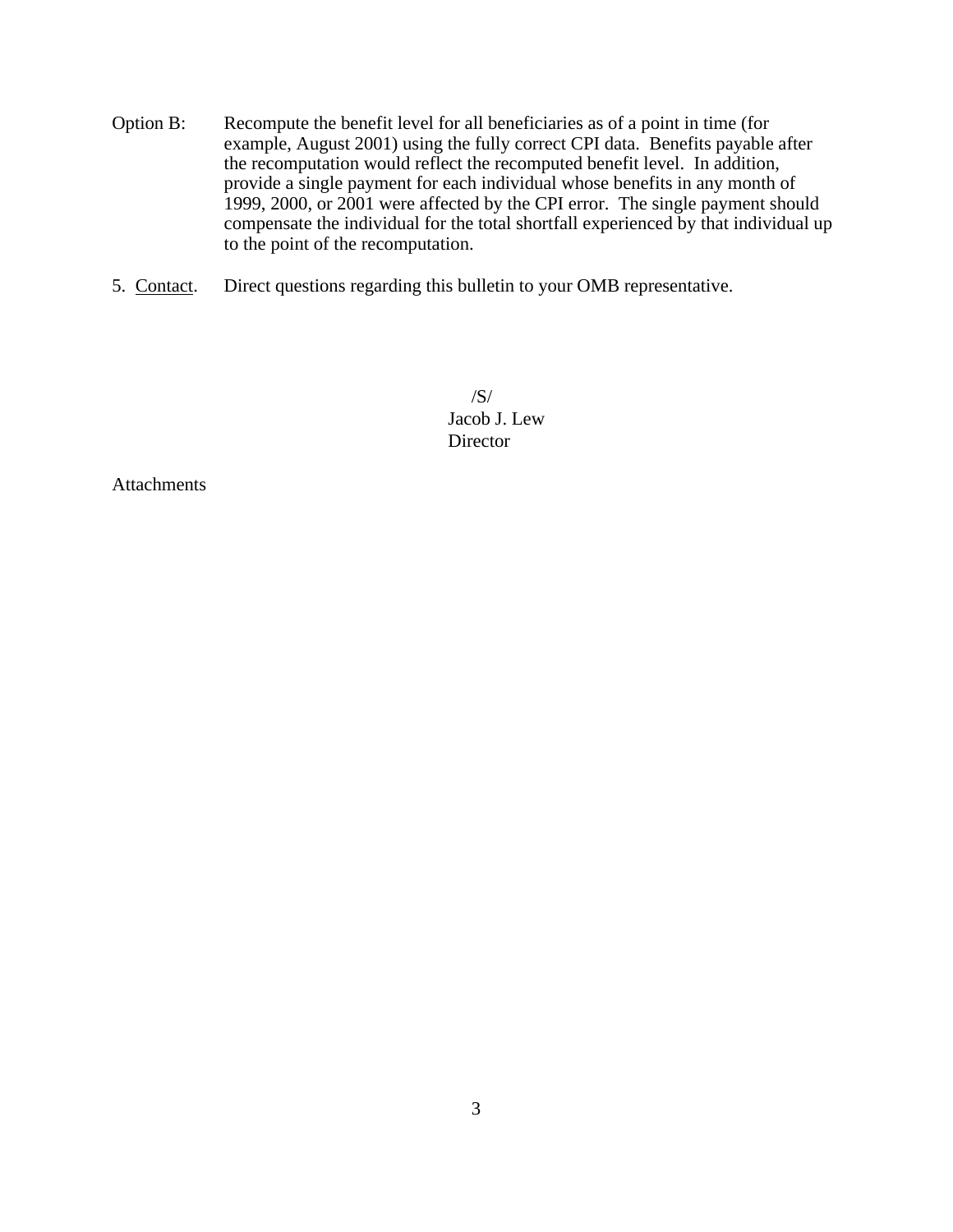Option B: Recompute the benefit level for all beneficiaries as of a point in time (for example, August 2001) using the fully correct CPI data. Benefits payable after the recomputation would reflect the recomputed benefit level. In addition, provide a single payment for each individual whose benefits in any month of 1999, 2000, or 2001 were affected by the CPI error. The single payment should compensate the individual for the total shortfall experienced by that individual up to the point of the recomputation.

5. <u>Contact</u>. Direct questions regarding this bulletin to your OMB representative.

/S/
Jacob J. Lew
Director

Attachments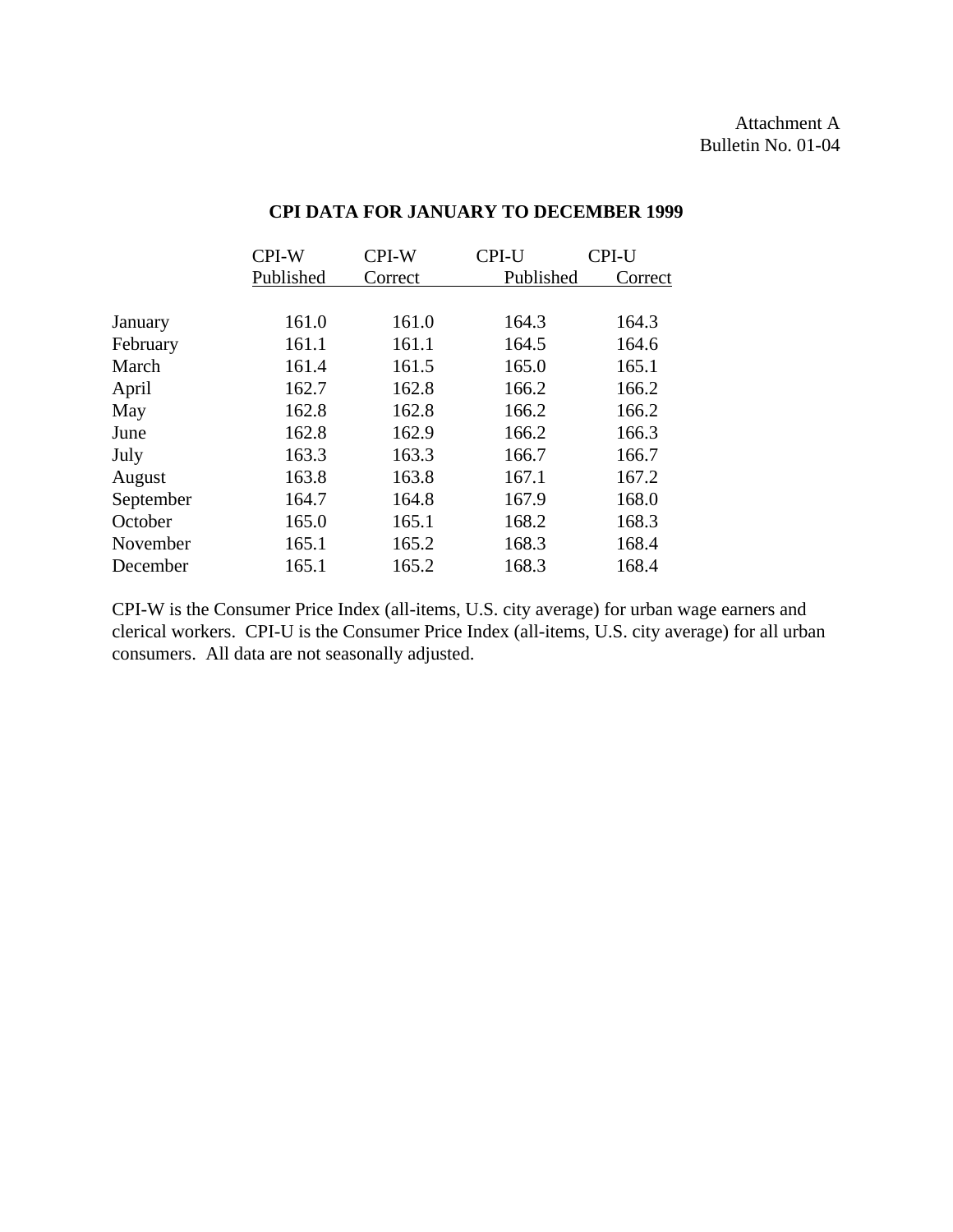Attachment A
Bulletin No. 01-04

## CPI DATA FOR JANUARY TO DECEMBER 1999

| | CPI-W Published | CPI-W Correct | CPI-U Published | CPI-U Correct |
|---|---|---|---|---|
| January | 161.0 | 161.0 | 164.3 | 164.3 |
| February | 161.1 | 161.1 | 164.5 | 164.6 |
| March | 161.4 | 161.5 | 165.0 | 165.1 |
| April | 162.7 | 162.8 | 166.2 | 166.2 |
| May | 162.8 | 162.8 | 166.2 | 166.2 |
| June | 162.8 | 162.9 | 166.2 | 166.3 |
| July | 163.3 | 163.3 | 166.7 | 166.7 |
| August | 163.8 | 163.8 | 167.1 | 167.2 |
| September | 164.7 | 164.8 | 167.9 | 168.0 |
| October | 165.0 | 165.1 | 168.2 | 168.3 |
| November | 165.1 | 165.2 | 168.3 | 168.4 |
| December | 165.1 | 165.2 | 168.3 | 168.4 |

CPI-W is the Consumer Price Index (all-items, U.S. city average) for urban wage earners and clerical workers. CPI-U is the Consumer Price Index (all-items, U.S. city average) for all urban consumers. All data are not seasonally adjusted.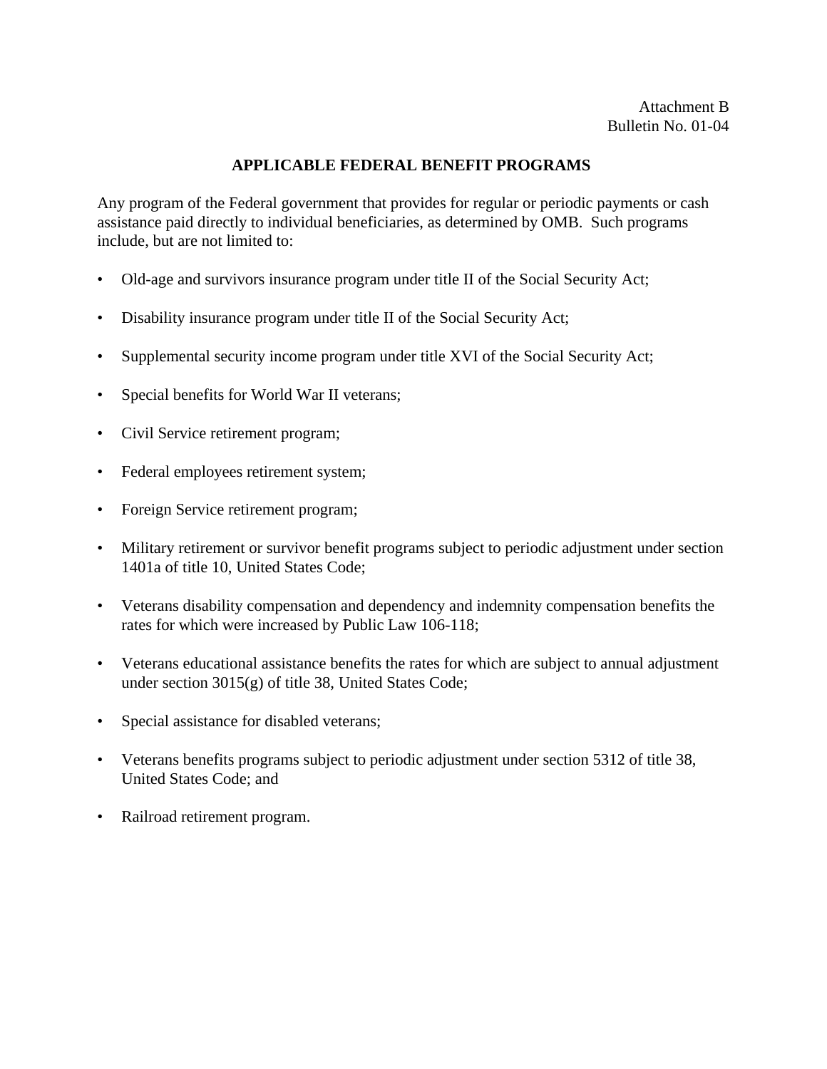Attachment B
Bulletin No. 01-04

## APPLICABLE FEDERAL BENEFIT PROGRAMS

Any program of the Federal government that provides for regular or periodic payments or cash assistance paid directly to individual beneficiaries, as determined by OMB. Such programs include, but are not limited to:

- Old-age and survivors insurance program under title II of the Social Security Act;
- Disability insurance program under title II of the Social Security Act;
- Supplemental security income program under title XVI of the Social Security Act;
- Special benefits for World War II veterans;
- Civil Service retirement program;
- Federal employees retirement system;
- Foreign Service retirement program;
- Military retirement or survivor benefit programs subject to periodic adjustment under section 1401a of title 10, United States Code;
- Veterans disability compensation and dependency and indemnity compensation benefits the rates for which were increased by Public Law 106-118;
- Veterans educational assistance benefits the rates for which are subject to annual adjustment under section 3015(g) of title 38, United States Code;
- Special assistance for disabled veterans;
- Veterans benefits programs subject to periodic adjustment under section 5312 of title 38, United States Code; and
- Railroad retirement program.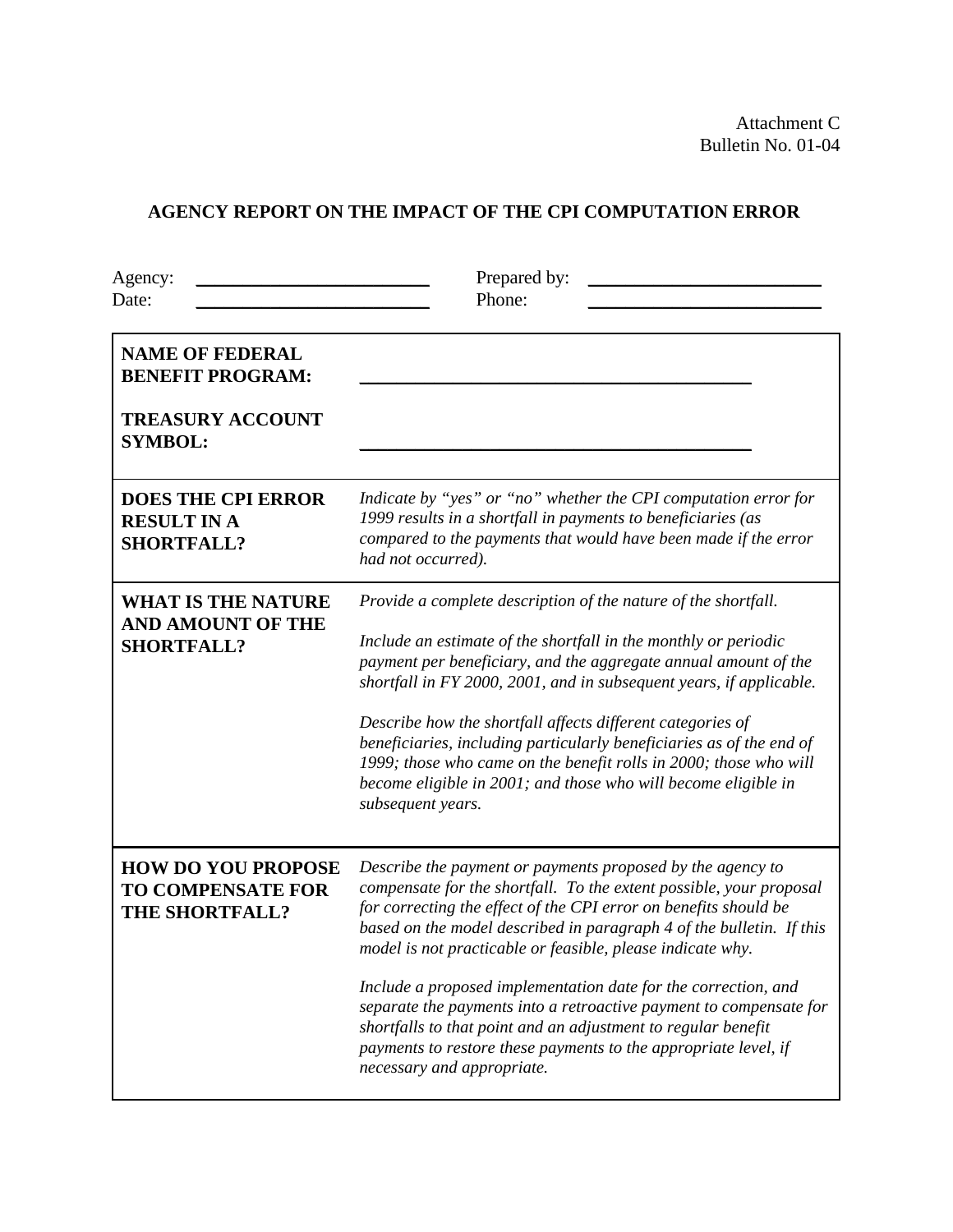Attachment C
Bulletin No. 01-04

## AGENCY REPORT ON THE IMPACT OF THE CPI COMPUTATION ERROR

Agency: ________________________ Prepared by: ________________________
Date: ________________________ Phone: ________________________

| | |
|---|---|
| **NAME OF FEDERAL BENEFIT PROGRAM:**<br><br>**TREASURY ACCOUNT SYMBOL:** | ________________________________________<br><br>________________________________________ |
| **DOES THE CPI ERROR RESULT IN A SHORTFALL?** | *Indicate by "yes" or "no" whether the CPI computation error for 1999 results in a shortfall in payments to beneficiaries (as compared to the payments that would have been made if the error had not occurred).* |
| **WHAT IS THE NATURE AND AMOUNT OF THE SHORTFALL?** | *Provide a complete description of the nature of the shortfall.*<br><br>*Include an estimate of the shortfall in the monthly or periodic payment per beneficiary, and the aggregate annual amount of the shortfall in FY 2000, 2001, and in subsequent years, if applicable.*<br><br>*Describe how the shortfall affects different categories of beneficiaries, including particularly beneficiaries as of the end of 1999; those who came on the benefit rolls in 2000; those who will become eligible in 2001; and those who will become eligible in subsequent years.* |
| **HOW DO YOU PROPOSE TO COMPENSATE FOR THE SHORTFALL?** | *Describe the payment or payments proposed by the agency to compensate for the shortfall. To the extent possible, your proposal for correcting the effect of the CPI error on benefits should be based on the model described in paragraph 4 of the bulletin. If this model is not practicable or feasible, please indicate why.*<br><br>*Include a proposed implementation date for the correction, and separate the payments into a retroactive payment to compensate for shortfalls to that point and an adjustment to regular benefit payments to restore these payments to the appropriate level, if necessary and appropriate.* |